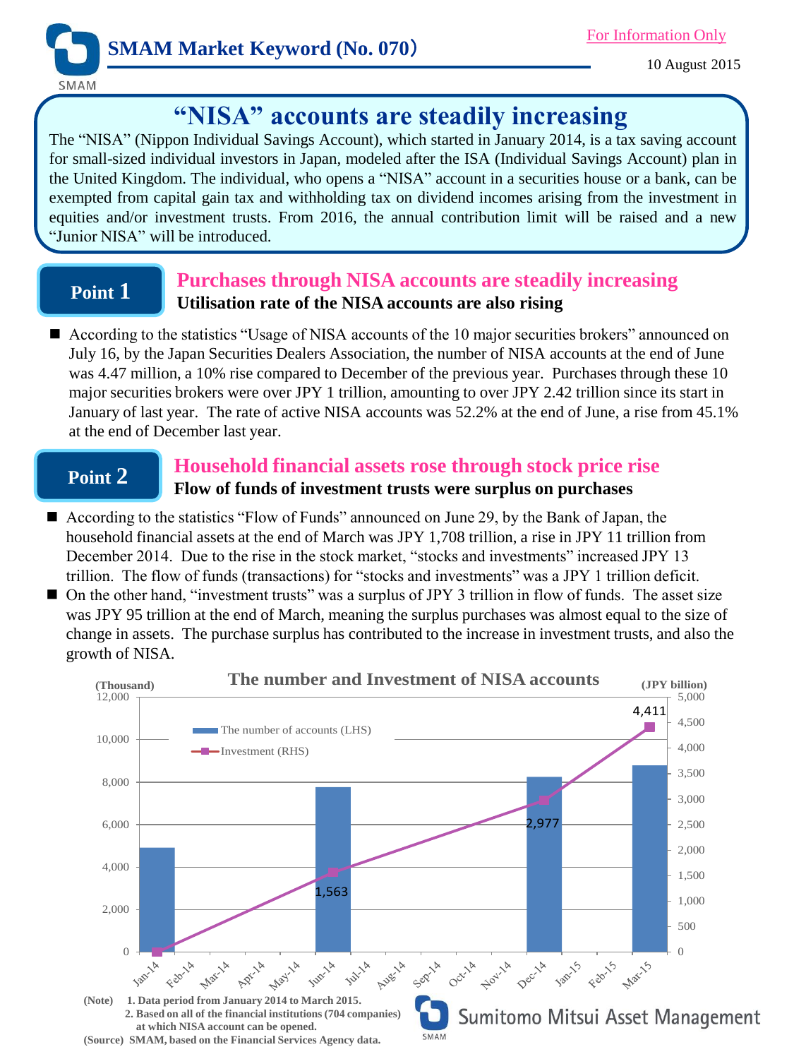SMAM Market Keyword (No. 070)

For Information Only

10 August 2015

# "NISA" accounts are steadily increasing

The "NISA" (Nippon Individual Savings Account), which started in January 2014, is a tax saving account for small-sized individual investors in Japan, modeled after the ISA (Individual Savings Account) plan in the United Kingdom. The individual, who opens a "NISA" account in a securities house or a bank, can be exempted from capital gain tax and withholding tax on dividend incomes arising from the investment in equities and/or investment trusts. From 2016, the annual contribution limit will be raised and a new "Junior NISA" will be introduced.

## Point 1

### Purchases through NISA accounts are steadily increasing

**Utilisation rate of the NISA accounts are also rising**

- According to the statistics "Usage of NISA accounts of the 10 major securities brokers" announced on July 16, by the Japan Securities Dealers Association, the number of NISA accounts at the end of June was 4.47 million, a 10% rise compared to December of the previous year. Purchases through these 10 major securities brokers were over JPY 1 trillion, amounting to over JPY 2.42 trillion since its start in January of last year. The rate of active NISA accounts was 52.2% at the end of June, a rise from 45.1% at the end of December last year.

## Point 2

### Household financial assets rose through stock price rise

**Flow of funds of investment trusts were surplus on purchases**

- According to the statistics "Flow of Funds" announced on June 29, by the Bank of Japan, the household financial assets at the end of March was JPY 1,708 trillion, a rise in JPY 11 trillion from December 2014. Due to the rise in the stock market, "stocks and investments" increased JPY 13 trillion. The flow of funds (transactions) for "stocks and investments" was a JPY 1 trillion deficit.
- On the other hand, "investment trusts" was a surplus of JPY 3 trillion in flow of funds. The asset size was JPY 95 trillion at the end of March, meaning the surplus purchases was almost equal to the size of change in assets. The purchase surplus has contributed to the increase in investment trusts, and also the growth of NISA.

**The number and Investment of NISA accounts**

| | The number of accounts (LHS, Thousand) | Investment (RHS, JPY billion) |
|---|---|---|
| Jan-14 | ~4,900 | ~0 |
| Jun-14 | ~7,800 | 1,563 |
| Dec-14 | ~8,250 | 2,977 |
| Mar-15 | ~8,800 | 4,411 |

(Note) 1. Data period from January 2014 to March 2015.
2. Based on all of the financial institutions (704 companies) at which NISA account can be opened.

(Source) SMAM, based on the Financial Services Agency data.

Sumitomo Mitsui Asset Management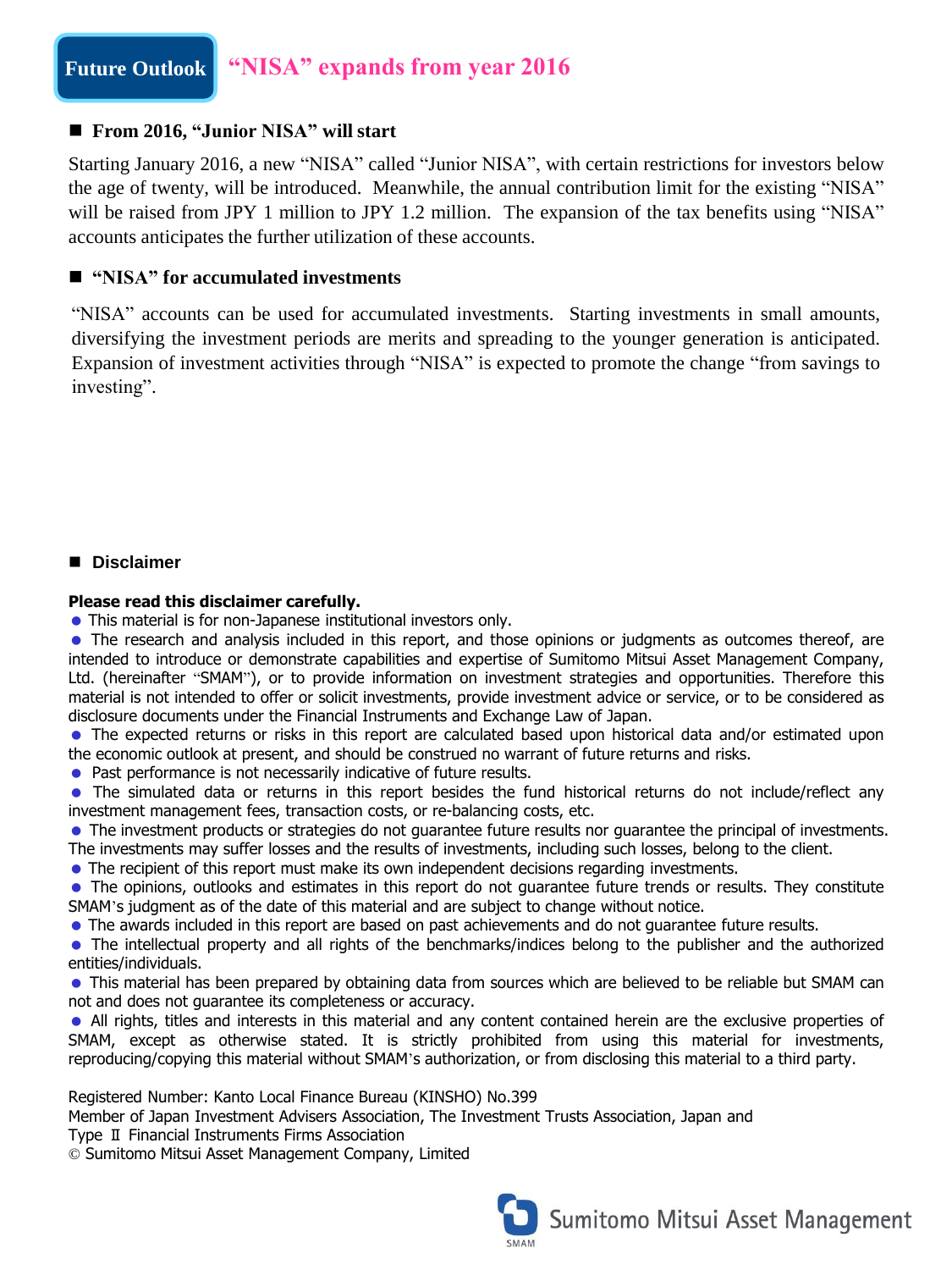## Future Outlook "NISA" expands from year 2016

### ■ From 2016, "Junior NISA" will start

Starting January 2016, a new "NISA" called "Junior NISA", with certain restrictions for investors below the age of twenty, will be introduced. Meanwhile, the annual contribution limit for the existing "NISA" will be raised from JPY 1 million to JPY 1.2 million. The expansion of the tax benefits using "NISA" accounts anticipates the further utilization of these accounts.

### ■ "NISA" for accumulated investments

"NISA" accounts can be used for accumulated investments. Starting investments in small amounts, diversifying the investment periods are merits and spreading to the younger generation is anticipated. Expansion of investment activities through "NISA" is expected to promote the change "from savings to investing".

### ■ Disclaimer

**Please read this disclaimer carefully.**

- This material is for non-Japanese institutional investors only.
- The research and analysis included in this report, and those opinions or judgments as outcomes thereof, are intended to introduce or demonstrate capabilities and expertise of Sumitomo Mitsui Asset Management Company, Ltd. (hereinafter "SMAM"), or to provide information on investment strategies and opportunities. Therefore this material is not intended to offer or solicit investments, provide investment advice or service, or to be considered as disclosure documents under the Financial Instruments and Exchange Law of Japan.
- The expected returns or risks in this report are calculated based upon historical data and/or estimated upon the economic outlook at present, and should be construed no warrant of future returns and risks.
- Past performance is not necessarily indicative of future results.
- The simulated data or returns in this report besides the fund historical returns do not include/reflect any investment management fees, transaction costs, or re-balancing costs, etc.
- The investment products or strategies do not guarantee future results nor guarantee the principal of investments. The investments may suffer losses and the results of investments, including such losses, belong to the client.
- The recipient of this report must make its own independent decisions regarding investments.
- The opinions, outlooks and estimates in this report do not guarantee future trends or results. They constitute SMAM's judgment as of the date of this material and are subject to change without notice.
- The awards included in this report are based on past achievements and do not guarantee future results.
- The intellectual property and all rights of the benchmarks/indices belong to the publisher and the authorized entities/individuals.
- This material has been prepared by obtaining data from sources which are believed to be reliable but SMAM can not and does not guarantee its completeness or accuracy.
- All rights, titles and interests in this material and any content contained herein are the exclusive properties of SMAM, except as otherwise stated. It is strictly prohibited from using this material for investments, reproducing/copying this material without SMAM's authorization, or from disclosing this material to a third party.

Registered Number: Kanto Local Finance Bureau (KINSHO) No.399
Member of Japan Investment Advisers Association, The Investment Trusts Association, Japan and
Type Ⅱ Financial Instruments Firms Association
© Sumitomo Mitsui Asset Management Company, Limited

Sumitomo Mitsui Asset Management